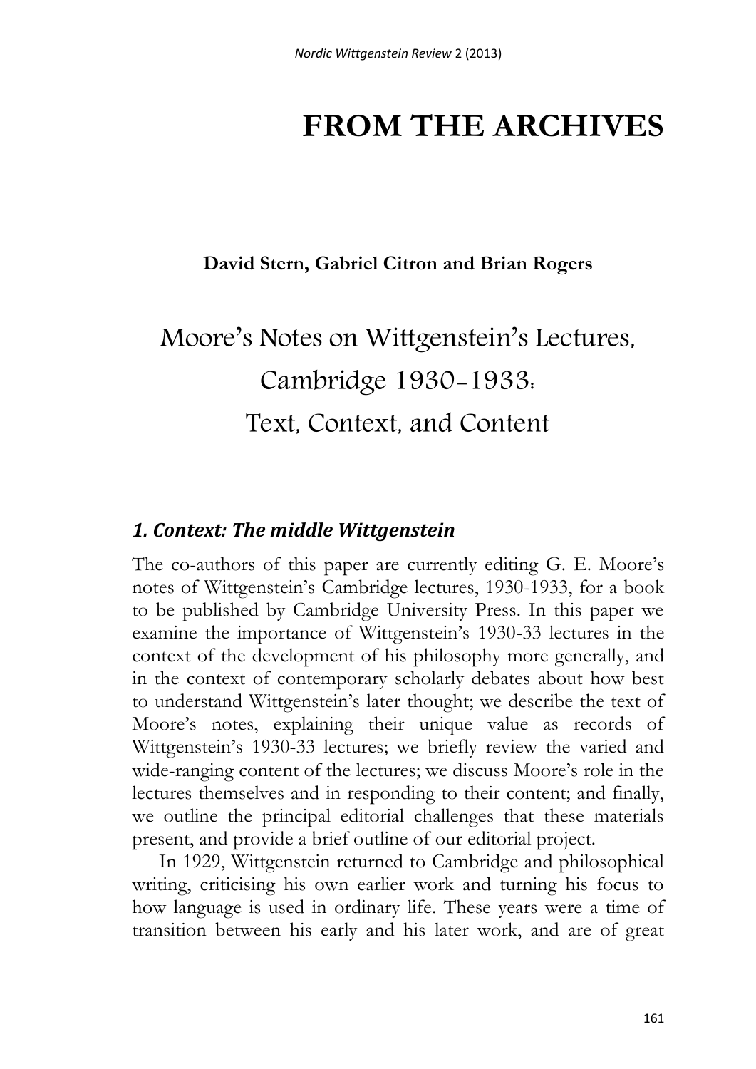# FROM THE ARCHIVES

**David Stern, Gabriel Citron and Brian Rogers**

## Moore's Notes on Wittgenstein's Lectures, Cambridge 1930-1933: Text, Context, and Content

### *1. Context: The middle Wittgenstein*

The co-authors of this paper are currently editing G. E. Moore's notes of Wittgenstein's Cambridge lectures, 1930-1933, for a book to be published by Cambridge University Press. In this paper we examine the importance of Wittgenstein's 1930-33 lectures in the context of the development of his philosophy more generally, and in the context of contemporary scholarly debates about how best to understand Wittgenstein's later thought; we describe the text of Moore's notes, explaining their unique value as records of Wittgenstein's 1930-33 lectures; we briefly review the varied and wide-ranging content of the lectures; we discuss Moore's role in the lectures themselves and in responding to their content; and finally, we outline the principal editorial challenges that these materials present, and provide a brief outline of our editorial project.

In 1929, Wittgenstein returned to Cambridge and philosophical writing, criticising his own earlier work and turning his focus to how language is used in ordinary life. These years were a time of transition between his early and his later work, and are of great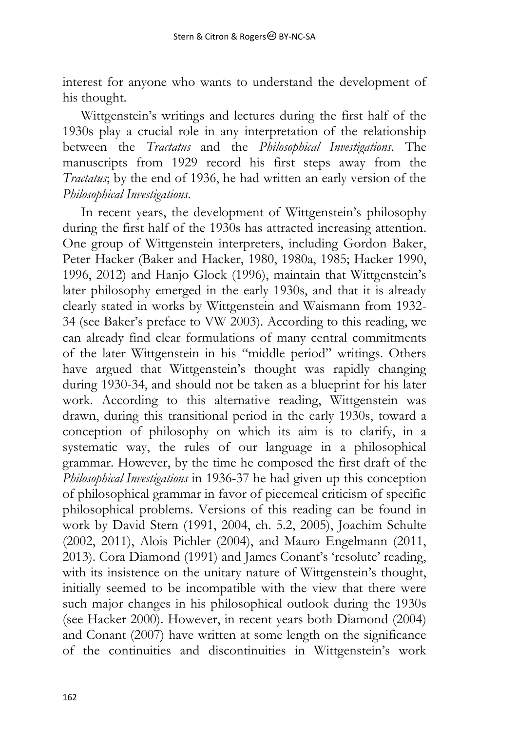interest for anyone who wants to understand the development of his thought.

Wittgenstein's writings and lectures during the first half of the 1930s play a crucial role in any interpretation of the relationship between the *Tractatus* and the *Philosophical Investigations*. The manuscripts from 1929 record his first steps away from the *Tractatus*; by the end of 1936, he had written an early version of the *Philosophical Investigations*.

In recent years, the development of Wittgenstein's philosophy during the first half of the 1930s has attracted increasing attention. One group of Wittgenstein interpreters, including Gordon Baker, Peter Hacker (Baker and Hacker, 1980, 1980a, 1985; Hacker 1990, 1996, 2012) and Hanjo Glock (1996), maintain that Wittgenstein's later philosophy emerged in the early 1930s, and that it is already clearly stated in works by Wittgenstein and Waismann from 1932-34 (see Baker's preface to VW 2003). According to this reading, we can already find clear formulations of many central commitments of the later Wittgenstein in his "middle period" writings. Others have argued that Wittgenstein's thought was rapidly changing during 1930-34, and should not be taken as a blueprint for his later work. According to this alternative reading, Wittgenstein was drawn, during this transitional period in the early 1930s, toward a conception of philosophy on which its aim is to clarify, in a systematic way, the rules of our language in a philosophical grammar. However, by the time he composed the first draft of the *Philosophical Investigations* in 1936-37 he had given up this conception of philosophical grammar in favor of piecemeal criticism of specific philosophical problems. Versions of this reading can be found in work by David Stern (1991, 2004, ch. 5.2, 2005), Joachim Schulte (2002, 2011), Alois Pichler (2004), and Mauro Engelmann (2011, 2013). Cora Diamond (1991) and James Conant's 'resolute' reading, with its insistence on the unitary nature of Wittgenstein's thought, initially seemed to be incompatible with the view that there were such major changes in his philosophical outlook during the 1930s (see Hacker 2000). However, in recent years both Diamond (2004) and Conant (2007) have written at some length on the significance of the continuities and discontinuities in Wittgenstein's work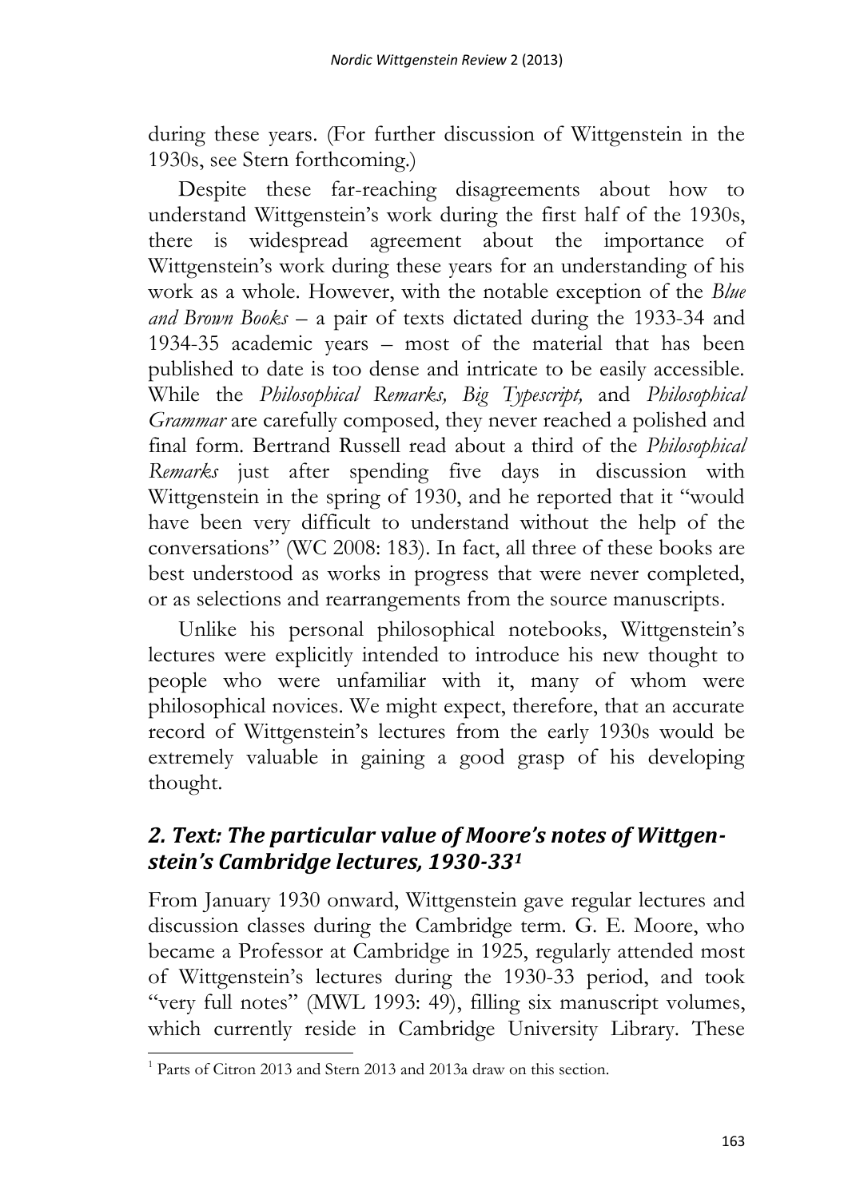during these years. (For further discussion of Wittgenstein in the 1930s, see Stern forthcoming.)

Despite these far-reaching disagreements about how to understand Wittgenstein's work during the first half of the 1930s, there is widespread agreement about the importance of Wittgenstein's work during these years for an understanding of his work as a whole. However, with the notable exception of the *Blue and Brown Books* – a pair of texts dictated during the 1933-34 and 1934-35 academic years – most of the material that has been published to date is too dense and intricate to be easily accessible. While the *Philosophical Remarks, Big Typescript,* and *Philosophical Grammar* are carefully composed, they never reached a polished and final form. Bertrand Russell read about a third of the *Philosophical Remarks* just after spending five days in discussion with Wittgenstein in the spring of 1930, and he reported that it "would have been very difficult to understand without the help of the conversations" (WC 2008: 183). In fact, all three of these books are best understood as works in progress that were never completed, or as selections and rearrangements from the source manuscripts.

Unlike his personal philosophical notebooks, Wittgenstein's lectures were explicitly intended to introduce his new thought to people who were unfamiliar with it, many of whom were philosophical novices. We might expect, therefore, that an accurate record of Wittgenstein's lectures from the early 1930s would be extremely valuable in gaining a good grasp of his developing thought.

## *2. Text: The particular value of Moore's notes of Wittgenstein's Cambridge lectures, 1930-33*[1]

From January 1930 onward, Wittgenstein gave regular lectures and discussion classes during the Cambridge term. G. E. Moore, who became a Professor at Cambridge in 1925, regularly attended most of Wittgenstein's lectures during the 1930-33 period, and took "very full notes" (MWL 1993: 49), filling six manuscript volumes, which currently reside in Cambridge University Library. These

[1] Parts of Citron 2013 and Stern 2013 and 2013a draw on this section.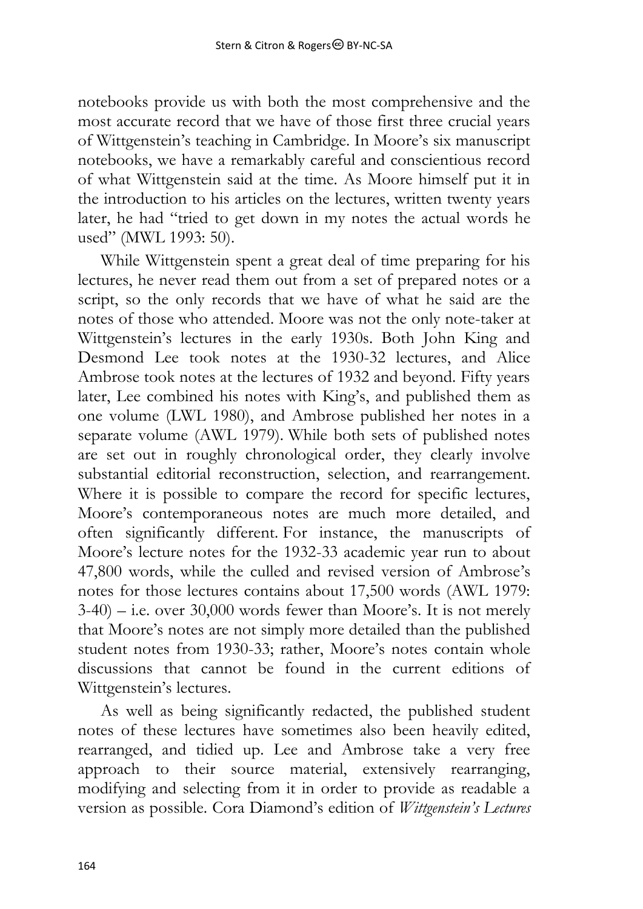notebooks provide us with both the most comprehensive and the most accurate record that we have of those first three crucial years of Wittgenstein's teaching in Cambridge. In Moore's six manuscript notebooks, we have a remarkably careful and conscientious record of what Wittgenstein said at the time. As Moore himself put it in the introduction to his articles on the lectures, written twenty years later, he had "tried to get down in my notes the actual words he used" (MWL 1993: 50).

While Wittgenstein spent a great deal of time preparing for his lectures, he never read them out from a set of prepared notes or a script, so the only records that we have of what he said are the notes of those who attended. Moore was not the only note-taker at Wittgenstein's lectures in the early 1930s. Both John King and Desmond Lee took notes at the 1930-32 lectures, and Alice Ambrose took notes at the lectures of 1932 and beyond. Fifty years later, Lee combined his notes with King's, and published them as one volume (LWL 1980), and Ambrose published her notes in a separate volume (AWL 1979). While both sets of published notes are set out in roughly chronological order, they clearly involve substantial editorial reconstruction, selection, and rearrangement. Where it is possible to compare the record for specific lectures, Moore's contemporaneous notes are much more detailed, and often significantly different. For instance, the manuscripts of Moore's lecture notes for the 1932-33 academic year run to about 47,800 words, while the culled and revised version of Ambrose's notes for those lectures contains about 17,500 words (AWL 1979: 3-40) – i.e. over 30,000 words fewer than Moore's. It is not merely that Moore's notes are not simply more detailed than the published student notes from 1930-33; rather, Moore's notes contain whole discussions that cannot be found in the current editions of Wittgenstein's lectures.

As well as being significantly redacted, the published student notes of these lectures have sometimes also been heavily edited, rearranged, and tidied up. Lee and Ambrose take a very free approach to their source material, extensively rearranging, modifying and selecting from it in order to provide as readable a version as possible. Cora Diamond's edition of *Wittgenstein's Lectures*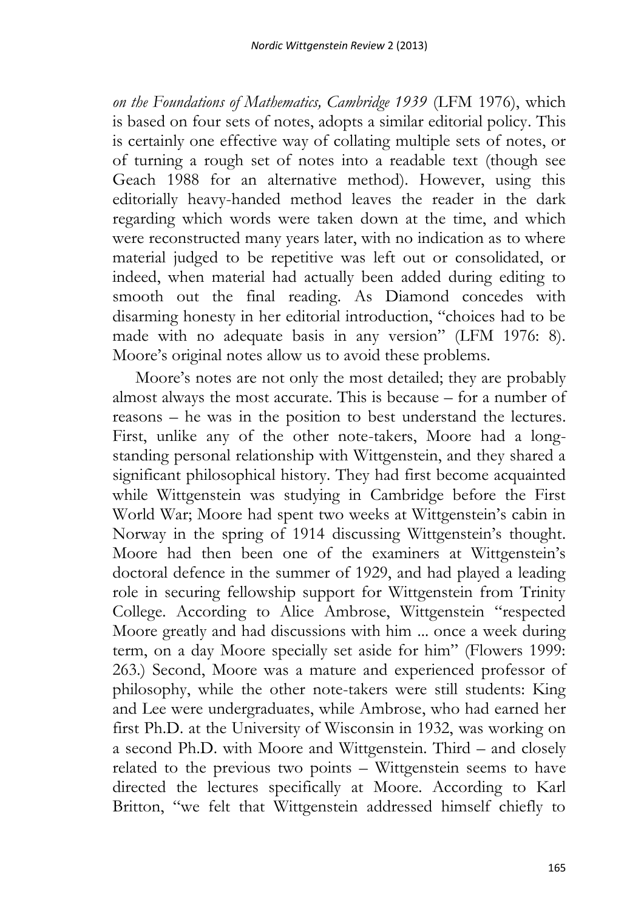*on the Foundations of Mathematics, Cambridge 1939* (LFM 1976), which is based on four sets of notes, adopts a similar editorial policy. This is certainly one effective way of collating multiple sets of notes, or of turning a rough set of notes into a readable text (though see Geach 1988 for an alternative method). However, using this editorially heavy-handed method leaves the reader in the dark regarding which words were taken down at the time, and which were reconstructed many years later, with no indication as to where material judged to be repetitive was left out or consolidated, or indeed, when material had actually been added during editing to smooth out the final reading. As Diamond concedes with disarming honesty in her editorial introduction, "choices had to be made with no adequate basis in any version" (LFM 1976: 8). Moore's original notes allow us to avoid these problems.

Moore's notes are not only the most detailed; they are probably almost always the most accurate. This is because – for a number of reasons – he was in the position to best understand the lectures. First, unlike any of the other note-takers, Moore had a long-standing personal relationship with Wittgenstein, and they shared a significant philosophical history. They had first become acquainted while Wittgenstein was studying in Cambridge before the First World War; Moore had spent two weeks at Wittgenstein's cabin in Norway in the spring of 1914 discussing Wittgenstein's thought. Moore had then been one of the examiners at Wittgenstein's doctoral defence in the summer of 1929, and had played a leading role in securing fellowship support for Wittgenstein from Trinity College. According to Alice Ambrose, Wittgenstein "respected Moore greatly and had discussions with him ... once a week during term, on a day Moore specially set aside for him" (Flowers 1999: 263.) Second, Moore was a mature and experienced professor of philosophy, while the other note-takers were still students: King and Lee were undergraduates, while Ambrose, who had earned her first Ph.D. at the University of Wisconsin in 1932, was working on a second Ph.D. with Moore and Wittgenstein. Third – and closely related to the previous two points – Wittgenstein seems to have directed the lectures specifically at Moore. According to Karl Britton, "we felt that Wittgenstein addressed himself chiefly to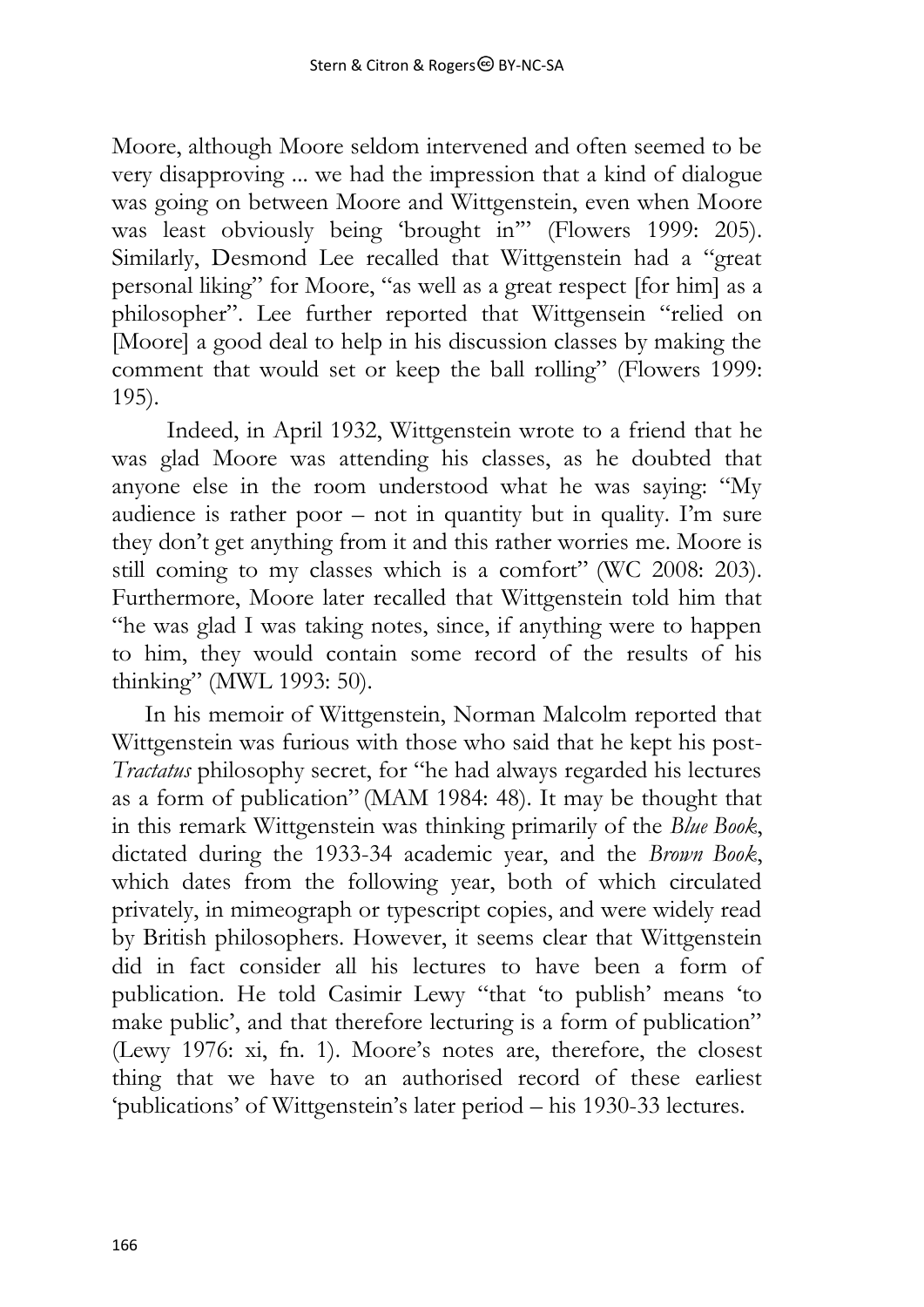Moore, although Moore seldom intervened and often seemed to be very disapproving ... we had the impression that a kind of dialogue was going on between Moore and Wittgenstein, even when Moore was least obviously being 'brought in'" (Flowers 1999: 205). Similarly, Desmond Lee recalled that Wittgenstein had a "great personal liking" for Moore, "as well as a great respect [for him] as a philosopher". Lee further reported that Wittgensein "relied on [Moore] a good deal to help in his discussion classes by making the comment that would set or keep the ball rolling" (Flowers 1999: 195).

Indeed, in April 1932, Wittgenstein wrote to a friend that he was glad Moore was attending his classes, as he doubted that anyone else in the room understood what he was saying: "My audience is rather poor – not in quantity but in quality. I'm sure they don't get anything from it and this rather worries me. Moore is still coming to my classes which is a comfort" (WC 2008: 203). Furthermore, Moore later recalled that Wittgenstein told him that "he was glad I was taking notes, since, if anything were to happen to him, they would contain some record of the results of his thinking" (MWL 1993: 50).

In his memoir of Wittgenstein, Norman Malcolm reported that Wittgenstein was furious with those who said that he kept his post-*Tractatus* philosophy secret, for "he had always regarded his lectures as a form of publication" (MAM 1984: 48). It may be thought that in this remark Wittgenstein was thinking primarily of the *Blue Book*, dictated during the 1933-34 academic year, and the *Brown Book*, which dates from the following year, both of which circulated privately, in mimeograph or typescript copies, and were widely read by British philosophers. However, it seems clear that Wittgenstein did in fact consider all his lectures to have been a form of publication. He told Casimir Lewy "that 'to publish' means 'to make public', and that therefore lecturing is a form of publication" (Lewy 1976: xi, fn. 1). Moore's notes are, therefore, the closest thing that we have to an authorised record of these earliest 'publications' of Wittgenstein's later period – his 1930-33 lectures.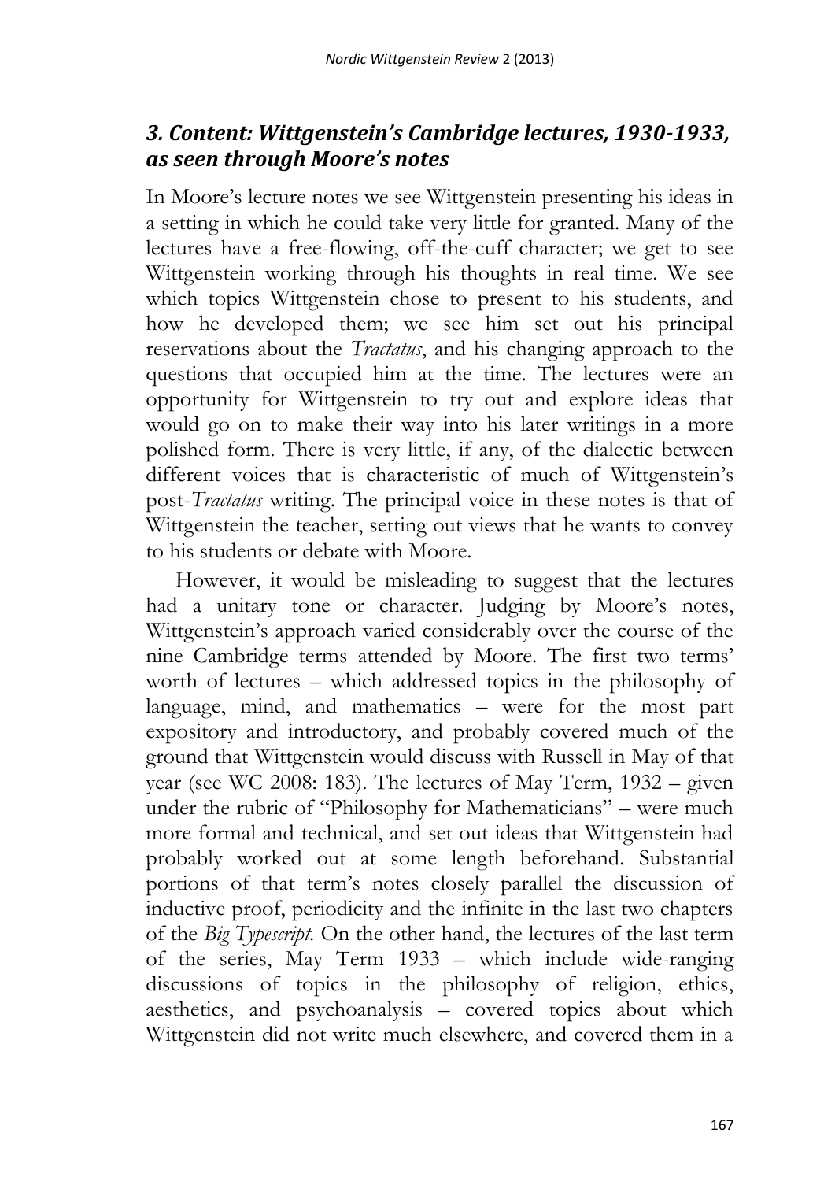### *3. Content: Wittgenstein's Cambridge lectures, 1930-1933, as seen through Moore's notes*

In Moore's lecture notes we see Wittgenstein presenting his ideas in a setting in which he could take very little for granted. Many of the lectures have a free-flowing, off-the-cuff character; we get to see Wittgenstein working through his thoughts in real time. We see which topics Wittgenstein chose to present to his students, and how he developed them; we see him set out his principal reservations about the *Tractatus*, and his changing approach to the questions that occupied him at the time. The lectures were an opportunity for Wittgenstein to try out and explore ideas that would go on to make their way into his later writings in a more polished form. There is very little, if any, of the dialectic between different voices that is characteristic of much of Wittgenstein's post-*Tractatus* writing. The principal voice in these notes is that of Wittgenstein the teacher, setting out views that he wants to convey to his students or debate with Moore.

However, it would be misleading to suggest that the lectures had a unitary tone or character. Judging by Moore's notes, Wittgenstein's approach varied considerably over the course of the nine Cambridge terms attended by Moore. The first two terms' worth of lectures – which addressed topics in the philosophy of language, mind, and mathematics – were for the most part expository and introductory, and probably covered much of the ground that Wittgenstein would discuss with Russell in May of that year (see WC 2008: 183). The lectures of May Term, 1932 – given under the rubric of "Philosophy for Mathematicians" – were much more formal and technical, and set out ideas that Wittgenstein had probably worked out at some length beforehand. Substantial portions of that term's notes closely parallel the discussion of inductive proof, periodicity and the infinite in the last two chapters of the *Big Typescript*. On the other hand, the lectures of the last term of the series, May Term 1933 – which include wide-ranging discussions of topics in the philosophy of religion, ethics, aesthetics, and psychoanalysis – covered topics about which Wittgenstein did not write much elsewhere, and covered them in a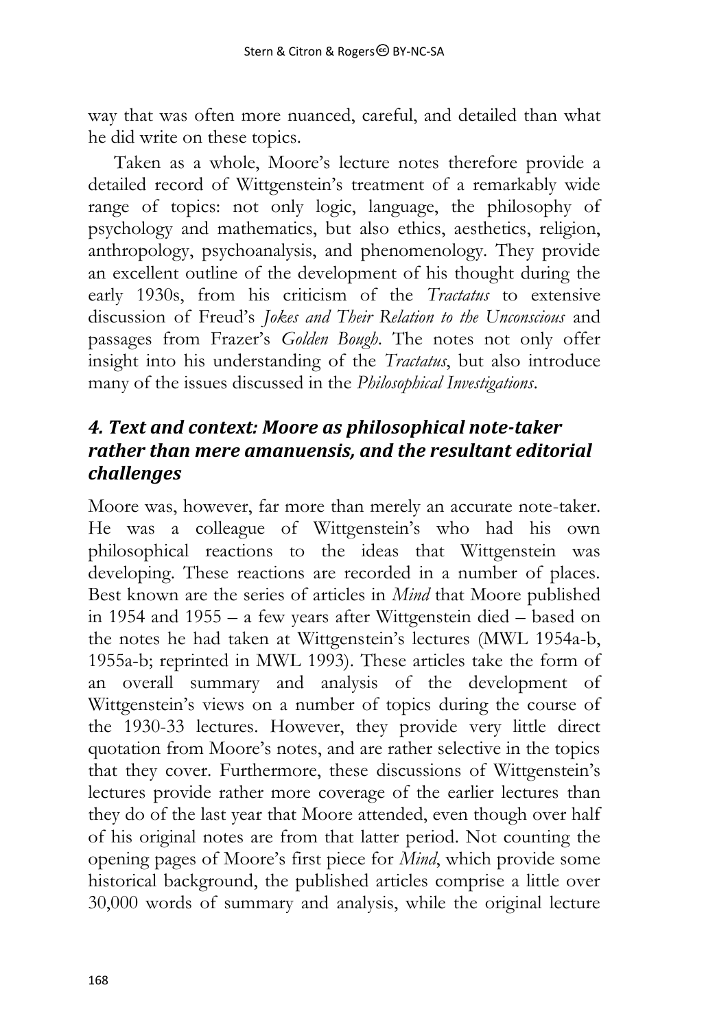way that was often more nuanced, careful, and detailed than what he did write on these topics.

Taken as a whole, Moore's lecture notes therefore provide a detailed record of Wittgenstein's treatment of a remarkably wide range of topics: not only logic, language, the philosophy of psychology and mathematics, but also ethics, aesthetics, religion, anthropology, psychoanalysis, and phenomenology. They provide an excellent outline of the development of his thought during the early 1930s, from his criticism of the *Tractatus* to extensive discussion of Freud's *Jokes and Their Relation to the Unconscious* and passages from Frazer's *Golden Bough*. The notes not only offer insight into his understanding of the *Tractatus*, but also introduce many of the issues discussed in the *Philosophical Investigations*.

### *4. Text and context: Moore as philosophical note-taker rather than mere amanuensis, and the resultant editorial challenges*

Moore was, however, far more than merely an accurate note-taker. He was a colleague of Wittgenstein's who had his own philosophical reactions to the ideas that Wittgenstein was developing. These reactions are recorded in a number of places. Best known are the series of articles in *Mind* that Moore published in 1954 and 1955 – a few years after Wittgenstein died – based on the notes he had taken at Wittgenstein's lectures (MWL 1954a-b, 1955a-b; reprinted in MWL 1993). These articles take the form of an overall summary and analysis of the development of Wittgenstein's views on a number of topics during the course of the 1930-33 lectures. However, they provide very little direct quotation from Moore's notes, and are rather selective in the topics that they cover. Furthermore, these discussions of Wittgenstein's lectures provide rather more coverage of the earlier lectures than they do of the last year that Moore attended, even though over half of his original notes are from that latter period. Not counting the opening pages of Moore's first piece for *Mind*, which provide some historical background, the published articles comprise a little over 30,000 words of summary and analysis, while the original lecture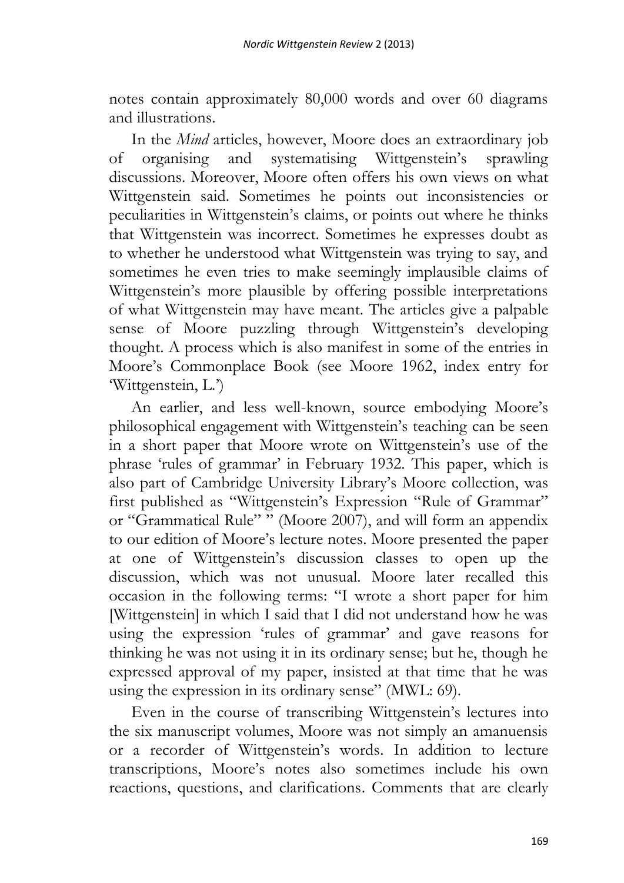notes contain approximately 80,000 words and over 60 diagrams and illustrations.

In the *Mind* articles, however, Moore does an extraordinary job of organising and systematising Wittgenstein's sprawling discussions. Moreover, Moore often offers his own views on what Wittgenstein said. Sometimes he points out inconsistencies or peculiarities in Wittgenstein's claims, or points out where he thinks that Wittgenstein was incorrect. Sometimes he expresses doubt as to whether he understood what Wittgenstein was trying to say, and sometimes he even tries to make seemingly implausible claims of Wittgenstein's more plausible by offering possible interpretations of what Wittgenstein may have meant. The articles give a palpable sense of Moore puzzling through Wittgenstein's developing thought. A process which is also manifest in some of the entries in Moore's Commonplace Book (see Moore 1962, index entry for 'Wittgenstein, L.')

An earlier, and less well-known, source embodying Moore's philosophical engagement with Wittgenstein's teaching can be seen in a short paper that Moore wrote on Wittgenstein's use of the phrase 'rules of grammar' in February 1932. This paper, which is also part of Cambridge University Library's Moore collection, was first published as "Wittgenstein's Expression "Rule of Grammar" or "Grammatical Rule" " (Moore 2007), and will form an appendix to our edition of Moore's lecture notes. Moore presented the paper at one of Wittgenstein's discussion classes to open up the discussion, which was not unusual. Moore later recalled this occasion in the following terms: "I wrote a short paper for him [Wittgenstein] in which I said that I did not understand how he was using the expression 'rules of grammar' and gave reasons for thinking he was not using it in its ordinary sense; but he, though he expressed approval of my paper, insisted at that time that he was using the expression in its ordinary sense" (MWL: 69).

Even in the course of transcribing Wittgenstein's lectures into the six manuscript volumes, Moore was not simply an amanuensis or a recorder of Wittgenstein's words. In addition to lecture transcriptions, Moore's notes also sometimes include his own reactions, questions, and clarifications. Comments that are clearly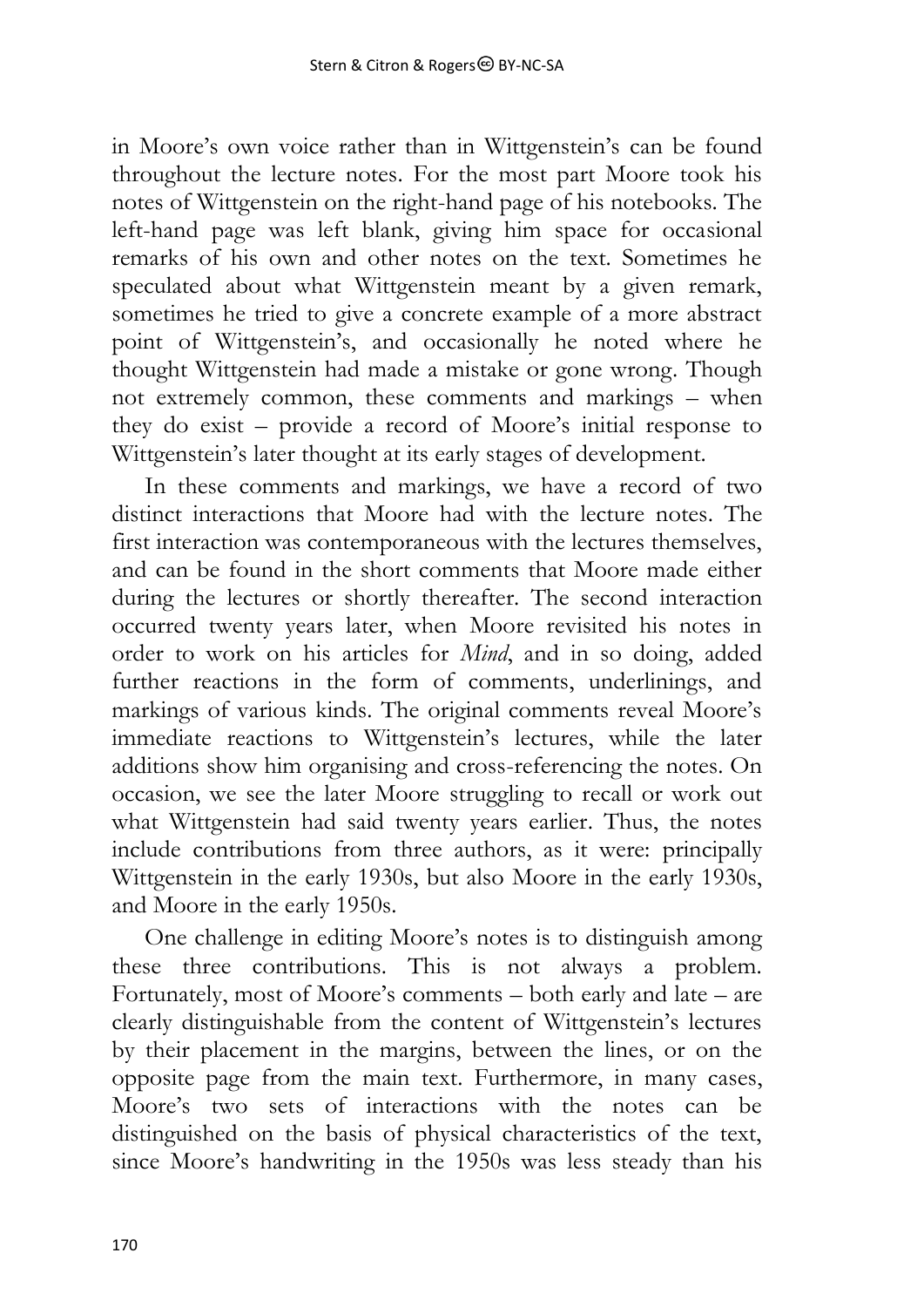in Moore's own voice rather than in Wittgenstein's can be found throughout the lecture notes. For the most part Moore took his notes of Wittgenstein on the right-hand page of his notebooks. The left-hand page was left blank, giving him space for occasional remarks of his own and other notes on the text. Sometimes he speculated about what Wittgenstein meant by a given remark, sometimes he tried to give a concrete example of a more abstract point of Wittgenstein's, and occasionally he noted where he thought Wittgenstein had made a mistake or gone wrong. Though not extremely common, these comments and markings – when they do exist – provide a record of Moore's initial response to Wittgenstein's later thought at its early stages of development.

In these comments and markings, we have a record of two distinct interactions that Moore had with the lecture notes. The first interaction was contemporaneous with the lectures themselves, and can be found in the short comments that Moore made either during the lectures or shortly thereafter. The second interaction occurred twenty years later, when Moore revisited his notes in order to work on his articles for *Mind*, and in so doing, added further reactions in the form of comments, underlinings, and markings of various kinds. The original comments reveal Moore's immediate reactions to Wittgenstein's lectures, while the later additions show him organising and cross-referencing the notes. On occasion, we see the later Moore struggling to recall or work out what Wittgenstein had said twenty years earlier. Thus, the notes include contributions from three authors, as it were: principally Wittgenstein in the early 1930s, but also Moore in the early 1930s, and Moore in the early 1950s.

One challenge in editing Moore's notes is to distinguish among these three contributions. This is not always a problem. Fortunately, most of Moore's comments – both early and late – are clearly distinguishable from the content of Wittgenstein's lectures by their placement in the margins, between the lines, or on the opposite page from the main text. Furthermore, in many cases, Moore's two sets of interactions with the notes can be distinguished on the basis of physical characteristics of the text, since Moore's handwriting in the 1950s was less steady than his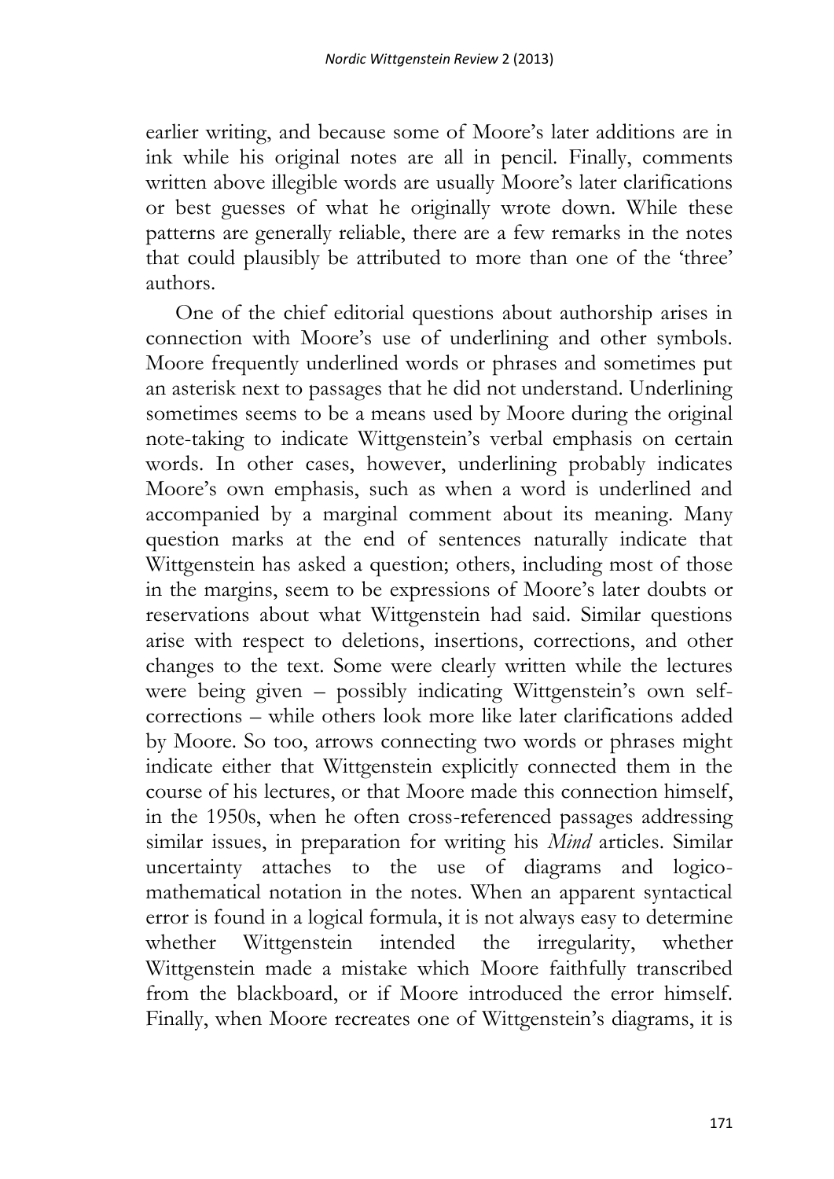earlier writing, and because some of Moore's later additions are in ink while his original notes are all in pencil. Finally, comments written above illegible words are usually Moore's later clarifications or best guesses of what he originally wrote down. While these patterns are generally reliable, there are a few remarks in the notes that could plausibly be attributed to more than one of the 'three' authors.

One of the chief editorial questions about authorship arises in connection with Moore's use of underlining and other symbols. Moore frequently underlined words or phrases and sometimes put an asterisk next to passages that he did not understand. Underlining sometimes seems to be a means used by Moore during the original note-taking to indicate Wittgenstein's verbal emphasis on certain words. In other cases, however, underlining probably indicates Moore's own emphasis, such as when a word is underlined and accompanied by a marginal comment about its meaning. Many question marks at the end of sentences naturally indicate that Wittgenstein has asked a question; others, including most of those in the margins, seem to be expressions of Moore's later doubts or reservations about what Wittgenstein had said. Similar questions arise with respect to deletions, insertions, corrections, and other changes to the text. Some were clearly written while the lectures were being given – possibly indicating Wittgenstein's own self-corrections – while others look more like later clarifications added by Moore. So too, arrows connecting two words or phrases might indicate either that Wittgenstein explicitly connected them in the course of his lectures, or that Moore made this connection himself, in the 1950s, when he often cross-referenced passages addressing similar issues, in preparation for writing his *Mind* articles. Similar uncertainty attaches to the use of diagrams and logico-mathematical notation in the notes. When an apparent syntactical error is found in a logical formula, it is not always easy to determine whether Wittgenstein intended the irregularity, whether Wittgenstein made a mistake which Moore faithfully transcribed from the blackboard, or if Moore introduced the error himself. Finally, when Moore recreates one of Wittgenstein's diagrams, it is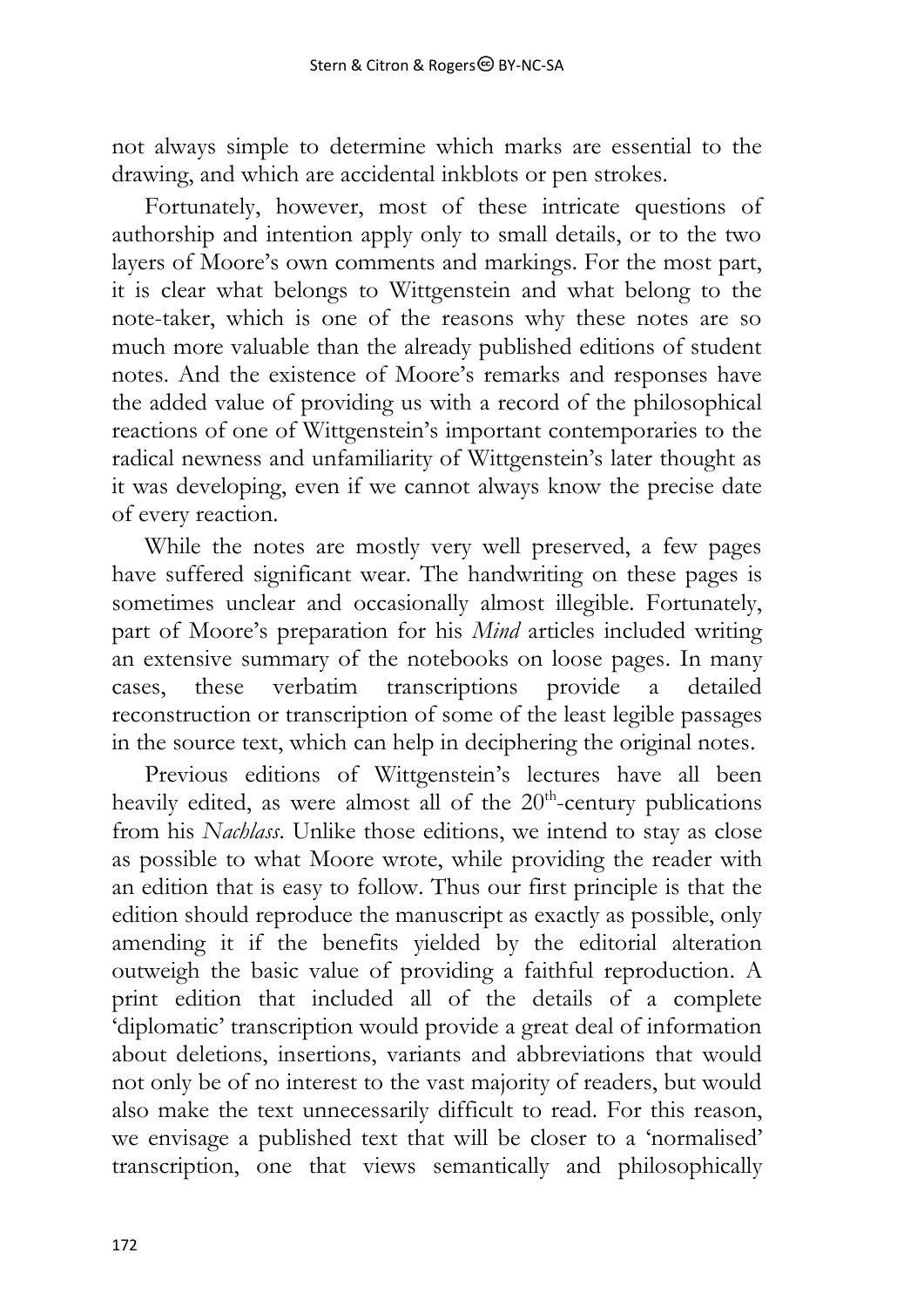not always simple to determine which marks are essential to the drawing, and which are accidental inkblots or pen strokes.

Fortunately, however, most of these intricate questions of authorship and intention apply only to small details, or to the two layers of Moore's own comments and markings. For the most part, it is clear what belongs to Wittgenstein and what belong to the note-taker, which is one of the reasons why these notes are so much more valuable than the already published editions of student notes. And the existence of Moore's remarks and responses have the added value of providing us with a record of the philosophical reactions of one of Wittgenstein's important contemporaries to the radical newness and unfamiliarity of Wittgenstein's later thought as it was developing, even if we cannot always know the precise date of every reaction.

While the notes are mostly very well preserved, a few pages have suffered significant wear. The handwriting on these pages is sometimes unclear and occasionally almost illegible. Fortunately, part of Moore's preparation for his *Mind* articles included writing an extensive summary of the notebooks on loose pages. In many cases, these verbatim transcriptions provide a detailed reconstruction or transcription of some of the least legible passages in the source text, which can help in deciphering the original notes.

Previous editions of Wittgenstein's lectures have all been heavily edited, as were almost all of the 20th-century publications from his *Nachlass*. Unlike those editions, we intend to stay as close as possible to what Moore wrote, while providing the reader with an edition that is easy to follow. Thus our first principle is that the edition should reproduce the manuscript as exactly as possible, only amending it if the benefits yielded by the editorial alteration outweigh the basic value of providing a faithful reproduction. A print edition that included all of the details of a complete 'diplomatic' transcription would provide a great deal of information about deletions, insertions, variants and abbreviations that would not only be of no interest to the vast majority of readers, but would also make the text unnecessarily difficult to read. For this reason, we envisage a published text that will be closer to a 'normalised' transcription, one that views semantically and philosophically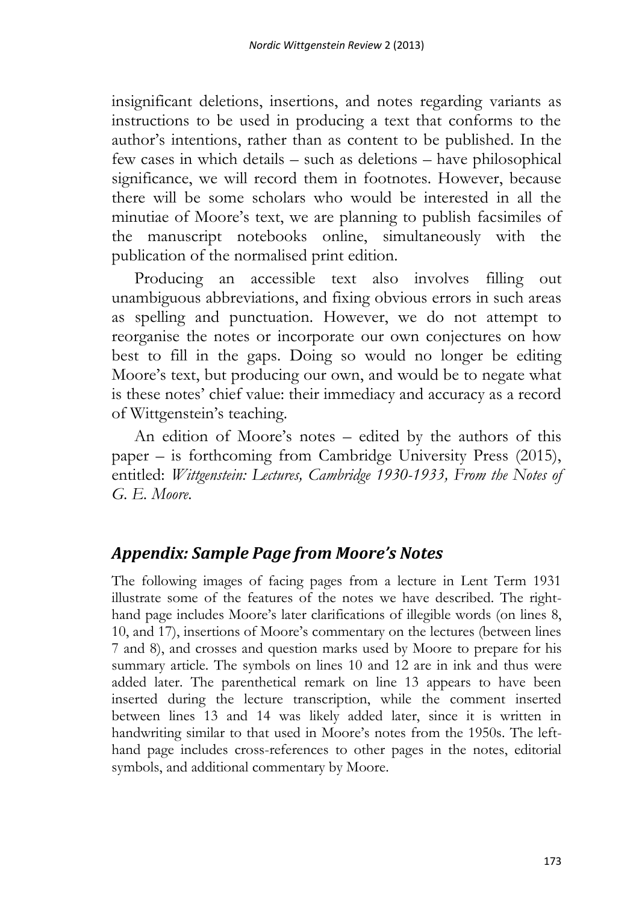insignificant deletions, insertions, and notes regarding variants as instructions to be used in producing a text that conforms to the author's intentions, rather than as content to be published. In the few cases in which details – such as deletions – have philosophical significance, we will record them in footnotes. However, because there will be some scholars who would be interested in all the minutiae of Moore's text, we are planning to publish facsimiles of the manuscript notebooks online, simultaneously with the publication of the normalised print edition.

Producing an accessible text also involves filling out unambiguous abbreviations, and fixing obvious errors in such areas as spelling and punctuation. However, we do not attempt to reorganise the notes or incorporate our own conjectures on how best to fill in the gaps. Doing so would no longer be editing Moore's text, but producing our own, and would be to negate what is these notes' chief value: their immediacy and accuracy as a record of Wittgenstein's teaching.

An edition of Moore's notes – edited by the authors of this paper – is forthcoming from Cambridge University Press (2015), entitled: *Wittgenstein: Lectures, Cambridge 1930-1933, From the Notes of G. E. Moore.*

## *Appendix: Sample Page from Moore's Notes*

The following images of facing pages from a lecture in Lent Term 1931 illustrate some of the features of the notes we have described. The right-hand page includes Moore's later clarifications of illegible words (on lines 8, 10, and 17), insertions of Moore's commentary on the lectures (between lines 7 and 8), and crosses and question marks used by Moore to prepare for his summary article. The symbols on lines 10 and 12 are in ink and thus were added later. The parenthetical remark on line 13 appears to have been inserted during the lecture transcription, while the comment inserted between lines 13 and 14 was likely added later, since it is written in handwriting similar to that used in Moore's notes from the 1950s. The left-hand page includes cross-references to other pages in the notes, editorial symbols, and additional commentary by Moore.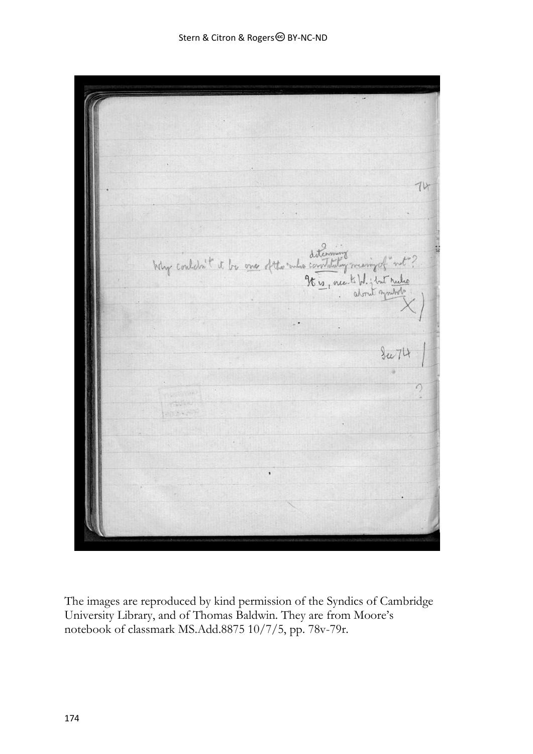The images are reproduced by kind permission of the Syndics of Cambridge University Library, and of Thomas Baldwin. They are from Moore's notebook of classmark MS.Add.8875 10/7/5, pp. 78v-79r.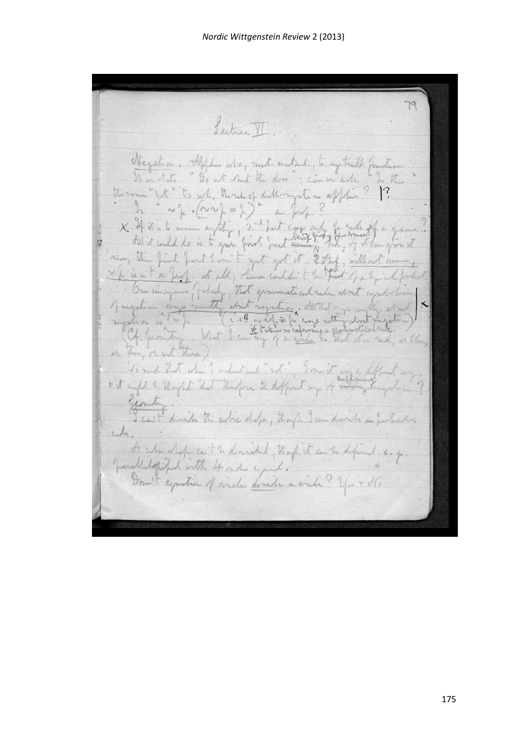Lecture VI.

Negation. Applies also, mutatis mutandis, to any truth function.
If we state "Do not shut the door": can we ask "Is this the same "not" to wh. the rule of double negation applies?" |?

Is "$\sim p . (\sim\sim p = p)$" a prop.?

× If it is to mean anything, 2nd part can only be rule of a game?
All it could do is to give first part sense (giving it sense?) a rule; if it can give it any, the first part hasn't yet got it. & that, without sense, $\sim p$ isn't a prop. at all, & so couldn't be part of a logical product.

One misapprehension, fatally, that grammatical rule about symbolism of negation says something about negation. All that says anything about negation is "$\sim p$" (i.e. "$\sim\sim p = p$" says nothing about negation) if taken as expressing a grammatical rule. | ×

(Cf. Geometry. What I can say of a circle is that it is red, or there, or not there.)

He said that when I substitute "not", I use it in a different way; & it might be thought that therefore 2 different ways of expressing negation?

Geometry.

I can't describe the cubic shape, though I can describe a particular cube.

A cubic shape can't be described, though it can be defined e.g. parallelepiped with 4 sides equal.

Doesn't equation of circle describe a circle? Yes & No.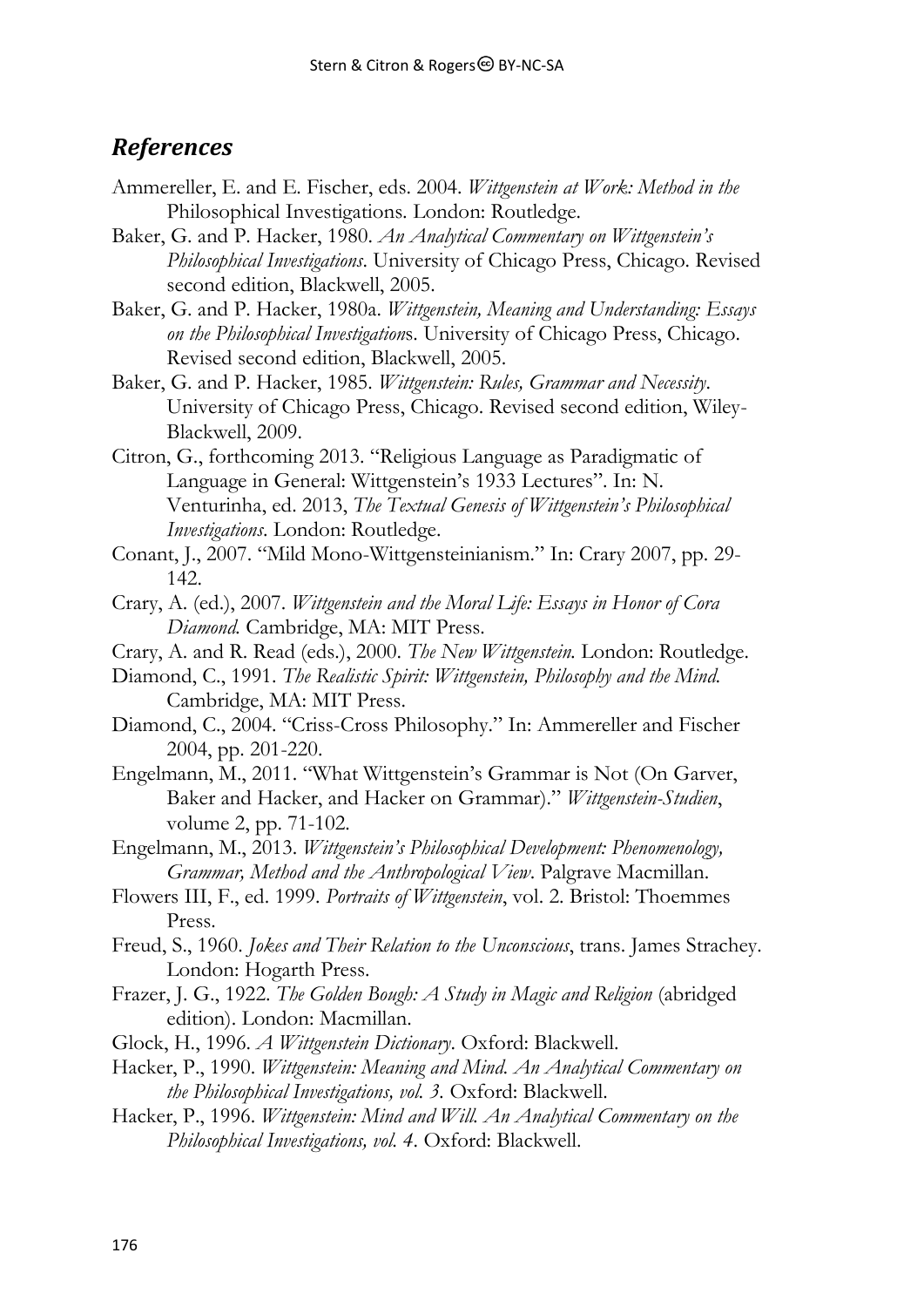## *References*

Ammereller, E. and E. Fischer, eds. 2004. *Wittgenstein at Work: Method in the* Philosophical Investigations. London: Routledge.

Baker, G. and P. Hacker, 1980. *An Analytical Commentary on Wittgenstein's Philosophical Investigations*. University of Chicago Press, Chicago. Revised second edition, Blackwell, 2005.

Baker, G. and P. Hacker, 1980a. *Wittgenstein, Meaning and Understanding: Essays on the Philosophical Investigation*s. University of Chicago Press, Chicago. Revised second edition, Blackwell, 2005.

Baker, G. and P. Hacker, 1985. *Wittgenstein: Rules, Grammar and Necessity*. University of Chicago Press, Chicago. Revised second edition, Wiley-Blackwell, 2009.

Citron, G., forthcoming 2013. "Religious Language as Paradigmatic of Language in General: Wittgenstein's 1933 Lectures". In: N. Venturinha, ed. 2013, *The Textual Genesis of Wittgenstein's Philosophical Investigations*. London: Routledge.

Conant, J., 2007. "Mild Mono-Wittgensteinianism." In: Crary 2007, pp. 29-142.

Crary, A. (ed.), 2007. *Wittgenstein and the Moral Life: Essays in Honor of Cora Diamond.* Cambridge, MA: MIT Press.

Crary, A. and R. Read (eds.), 2000. *The New Wittgenstein.* London: Routledge.

Diamond, C., 1991. *The Realistic Spirit: Wittgenstein, Philosophy and the Mind.* Cambridge, MA: MIT Press.

Diamond, C., 2004. "Criss-Cross Philosophy." In: Ammereller and Fischer 2004, pp. 201-220.

Engelmann, M., 2011. "What Wittgenstein's Grammar is Not (On Garver, Baker and Hacker, and Hacker on Grammar)." *Wittgenstein-Studien*, volume 2, pp. 71-102.

Engelmann, M., 2013. *Wittgenstein's Philosophical Development: Phenomenology, Grammar, Method and the Anthropological View*. Palgrave Macmillan.

Flowers III, F., ed. 1999. *Portraits of Wittgenstein*, vol. 2. Bristol: Thoemmes Press.

Freud, S., 1960. *Jokes and Their Relation to the Unconscious*, trans. James Strachey. London: Hogarth Press.

Frazer, J. G., 1922. *The Golden Bough: A Study in Magic and Religion* (abridged edition). London: Macmillan.

Glock, H., 1996. *A Wittgenstein Dictionary.* Oxford: Blackwell.

Hacker, P., 1990. *Wittgenstein: Meaning and Mind. An Analytical Commentary on the Philosophical Investigations, vol. 3.* Oxford: Blackwell.

Hacker, P., 1996. *Wittgenstein: Mind and Will. An Analytical Commentary on the Philosophical Investigations, vol. 4*. Oxford: Blackwell.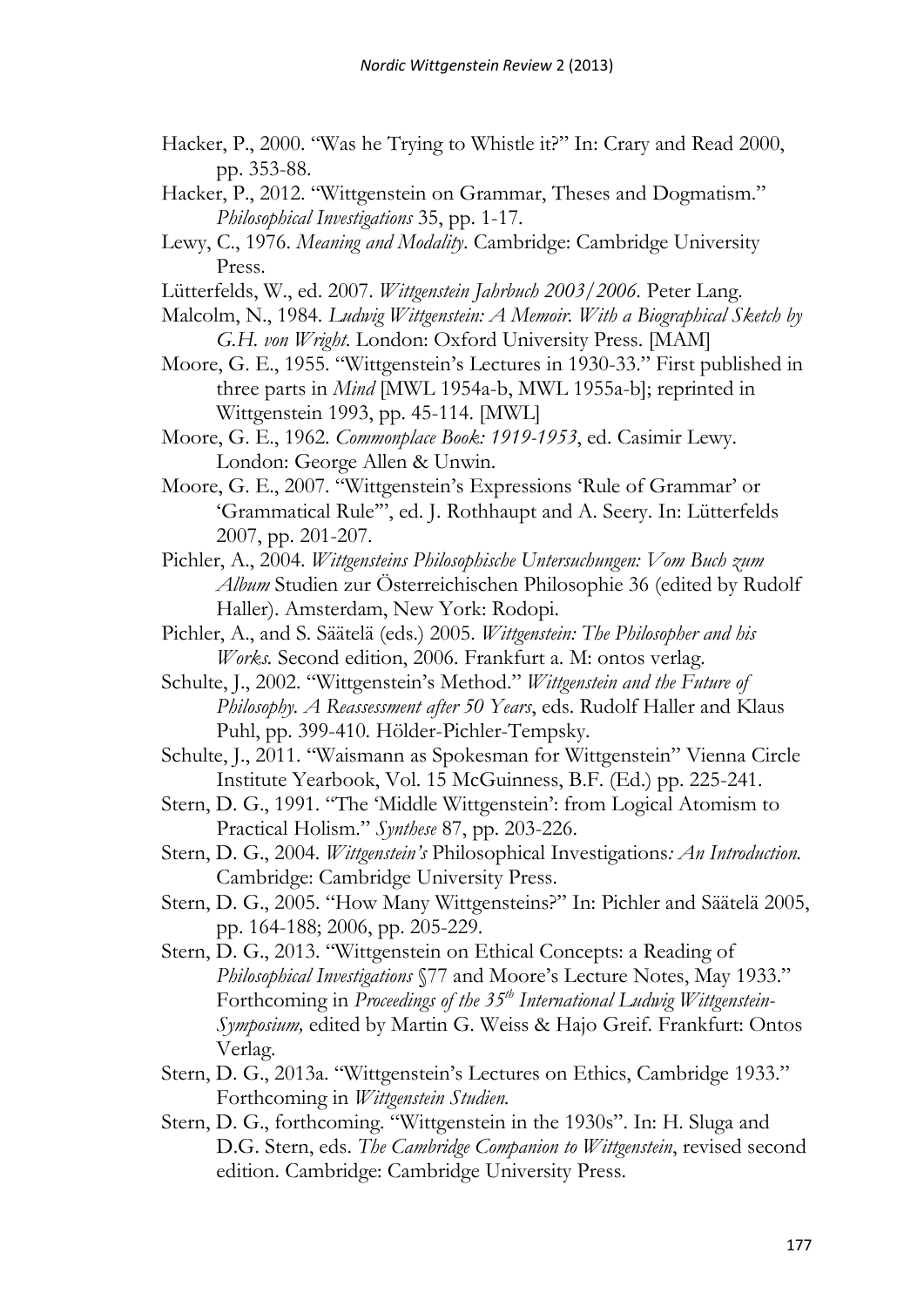Hacker, P., 2000. "Was he Trying to Whistle it?" In: Crary and Read 2000, pp. 353-88.

Hacker, P., 2012. "Wittgenstein on Grammar, Theses and Dogmatism." *Philosophical Investigations* 35, pp. 1-17.

Lewy, C., 1976. *Meaning and Modality*. Cambridge: Cambridge University Press.

Lütterfelds, W., ed. 2007. *Wittgenstein Jahrbuch 2003/2006*. Peter Lang.

Malcolm, N., 1984. *Ludwig Wittgenstein: A Memoir. With a Biographical Sketch by G.H. von Wright*. London: Oxford University Press. [MAM]

Moore, G. E., 1955. "Wittgenstein's Lectures in 1930-33." First published in three parts in *Mind* [MWL 1954a-b, MWL 1955a-b]; reprinted in Wittgenstein 1993, pp. 45-114. [MWL]

Moore, G. E., 1962. *Commonplace Book: 1919-1953*, ed. Casimir Lewy. London: George Allen & Unwin.

Moore, G. E., 2007. "Wittgenstein's Expressions 'Rule of Grammar' or 'Grammatical Rule'", ed. J. Rothhaupt and A. Seery. In: Lütterfelds 2007, pp. 201-207.

Pichler, A., 2004. *Wittgensteins Philosophische Untersuchungen: Vom Buch zum Album* Studien zur Österreichischen Philosophie 36 (edited by Rudolf Haller). Amsterdam, New York: Rodopi.

Pichler, A., and S. Säätelä (eds.) 2005. *Wittgenstein: The Philosopher and his Works.* Second edition, 2006. Frankfurt a. M: ontos verlag.

Schulte, J., 2002. "Wittgenstein's Method." *Wittgenstein and the Future of Philosophy. A Reassessment after 50 Years*, eds. Rudolf Haller and Klaus Puhl, pp. 399-410. Hölder-Pichler-Tempsky.

Schulte, J., 2011. "Waismann as Spokesman for Wittgenstein" Vienna Circle Institute Yearbook, Vol. 15 McGuinness, B.F. (Ed.) pp. 225-241.

Stern, D. G., 1991. "The 'Middle Wittgenstein': from Logical Atomism to Practical Holism." *Synthese* 87, pp. 203-226.

Stern, D. G., 2004. *Wittgenstein's* Philosophical Investigations*: An Introduction.* Cambridge: Cambridge University Press.

Stern, D. G., 2005. "How Many Wittgensteins?" In: Pichler and Säätelä 2005, pp. 164-188; 2006, pp. 205-229.

Stern, D. G., 2013. "Wittgenstein on Ethical Concepts: a Reading of *Philosophical Investigations* §77 and Moore's Lecture Notes, May 1933." Forthcoming in *Proceedings of the 35th International Ludwig Wittgenstein-Symposium,* edited by Martin G. Weiss & Hajo Greif. Frankfurt: Ontos Verlag.

Stern, D. G., 2013a. "Wittgenstein's Lectures on Ethics, Cambridge 1933." Forthcoming in *Wittgenstein Studien.*

Stern, D. G., forthcoming. "Wittgenstein in the 1930s". In: H. Sluga and D.G. Stern, eds. *The Cambridge Companion to Wittgenstein*, revised second edition. Cambridge: Cambridge University Press.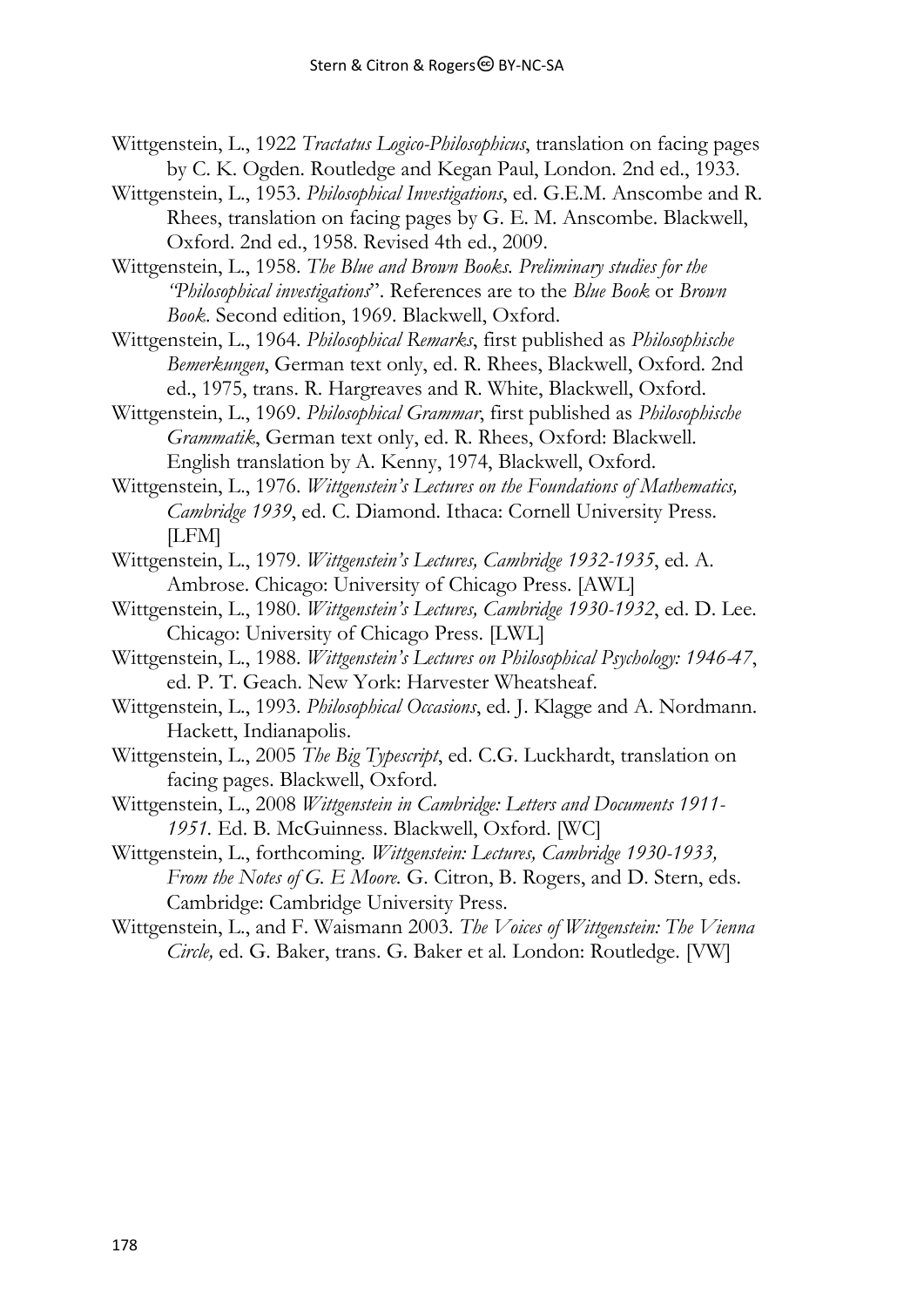Wittgenstein, L., 1922 *Tractatus Logico-Philosophicus*, translation on facing pages by C. K. Ogden. Routledge and Kegan Paul, London. 2nd ed., 1933.

Wittgenstein, L., 1953. *Philosophical Investigations*, ed. G.E.M. Anscombe and R. Rhees, translation on facing pages by G. E. M. Anscombe. Blackwell, Oxford. 2nd ed., 1958. Revised 4th ed., 2009.

Wittgenstein, L., 1958. *The Blue and Brown Books. Preliminary studies for the "Philosophical investigations"*. References are to the *Blue Book* or *Brown Book*. Second edition, 1969. Blackwell, Oxford.

Wittgenstein, L., 1964. *Philosophical Remarks*, first published as *Philosophische Bemerkungen*, German text only, ed. R. Rhees, Blackwell, Oxford. 2nd ed., 1975, trans. R. Hargreaves and R. White, Blackwell, Oxford.

Wittgenstein, L., 1969. *Philosophical Grammar*, first published as *Philosophische Grammatik*, German text only, ed. R. Rhees, Oxford: Blackwell. English translation by A. Kenny, 1974, Blackwell, Oxford.

Wittgenstein, L., 1976. *Wittgenstein's Lectures on the Foundations of Mathematics, Cambridge 1939*, ed. C. Diamond. Ithaca: Cornell University Press. [LFM]

Wittgenstein, L., 1979. *Wittgenstein's Lectures, Cambridge 1932-1935*, ed. A. Ambrose. Chicago: University of Chicago Press. [AWL]

Wittgenstein, L., 1980. *Wittgenstein's Lectures, Cambridge 1930-1932*, ed. D. Lee. Chicago: University of Chicago Press. [LWL]

Wittgenstein, L., 1988. *Wittgenstein's Lectures on Philosophical Psychology: 1946-47*, ed. P. T. Geach. New York: Harvester Wheatsheaf.

Wittgenstein, L., 1993. *Philosophical Occasions*, ed. J. Klagge and A. Nordmann. Hackett, Indianapolis.

Wittgenstein, L., 2005 *The Big Typescript*, ed. C.G. Luckhardt, translation on facing pages. Blackwell, Oxford.

Wittgenstein, L., 2008 *Wittgenstein in Cambridge: Letters and Documents 1911-1951*. Ed. B. McGuinness. Blackwell, Oxford. [WC]

Wittgenstein, L., forthcoming. *Wittgenstein: Lectures, Cambridge 1930-1933, From the Notes of G. E Moore.* G. Citron, B. Rogers, and D. Stern, eds. Cambridge: Cambridge University Press.

Wittgenstein, L., and F. Waismann 2003. *The Voices of Wittgenstein: The Vienna Circle,* ed. G. Baker, trans. G. Baker et al. London: Routledge. [VW]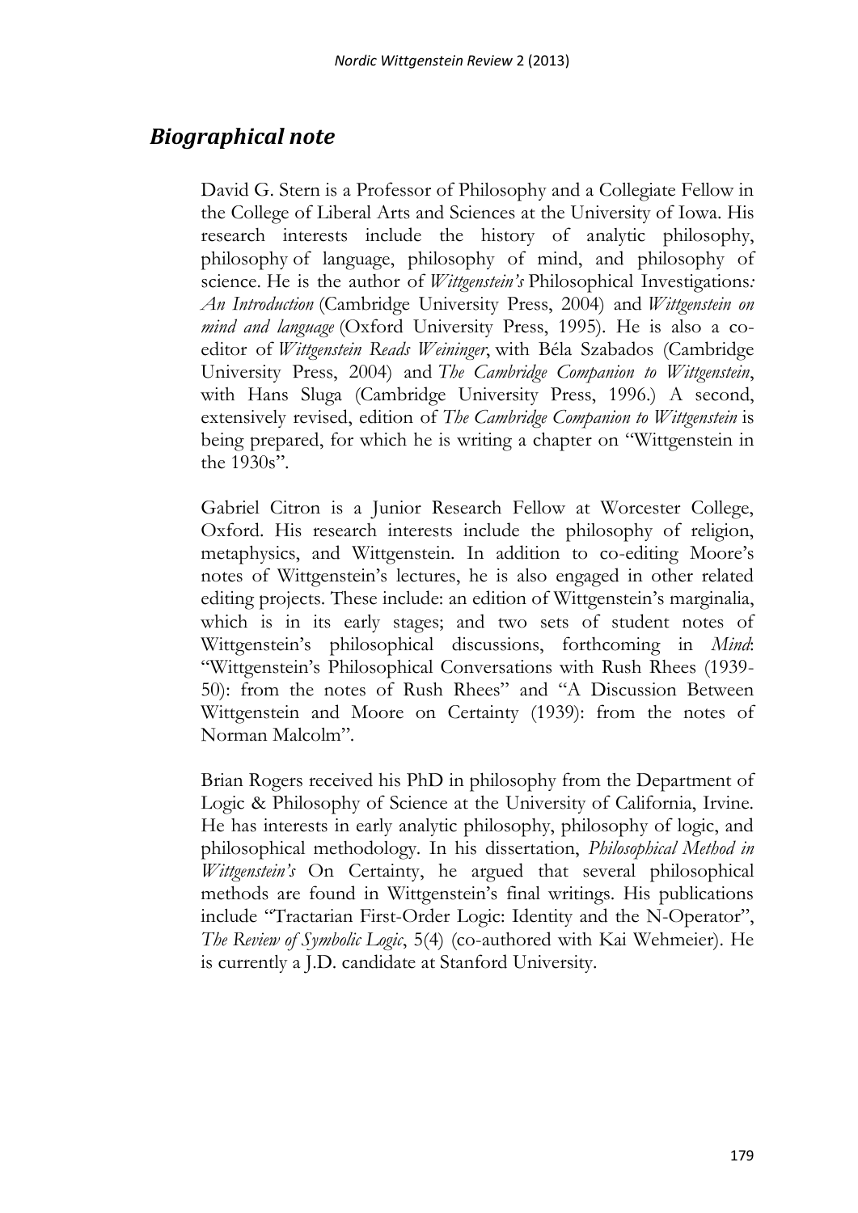## *Biographical note*

David G. Stern is a Professor of Philosophy and a Collegiate Fellow in the College of Liberal Arts and Sciences at the University of Iowa. His research interests include the history of analytic philosophy, philosophy of language, philosophy of mind, and philosophy of science. He is the author of *Wittgenstein's* Philosophical Investigations*: An Introduction* (Cambridge University Press, 2004) and *Wittgenstein on mind and language* (Oxford University Press, 1995). He is also a co-editor of *Wittgenstein Reads Weininger*, with Béla Szabados (Cambridge University Press, 2004) and *The Cambridge Companion to Wittgenstein*, with Hans Sluga (Cambridge University Press, 1996.) A second, extensively revised, edition of *The Cambridge Companion to Wittgenstein* is being prepared, for which he is writing a chapter on "Wittgenstein in the 1930s".

Gabriel Citron is a Junior Research Fellow at Worcester College, Oxford. His research interests include the philosophy of religion, metaphysics, and Wittgenstein. In addition to co-editing Moore's notes of Wittgenstein's lectures, he is also engaged in other related editing projects. These include: an edition of Wittgenstein's marginalia, which is in its early stages; and two sets of student notes of Wittgenstein's philosophical discussions, forthcoming in *Mind*: "Wittgenstein's Philosophical Conversations with Rush Rhees (1939-50): from the notes of Rush Rhees" and "A Discussion Between Wittgenstein and Moore on Certainty (1939): from the notes of Norman Malcolm".

Brian Rogers received his PhD in philosophy from the Department of Logic & Philosophy of Science at the University of California, Irvine. He has interests in early analytic philosophy, philosophy of logic, and philosophical methodology. In his dissertation, *Philosophical Method in Wittgenstein's* On Certainty, he argued that several philosophical methods are found in Wittgenstein's final writings. His publications include "Tractarian First-Order Logic: Identity and the N-Operator", *The Review of Symbolic Logic*, 5(4) (co-authored with Kai Wehmeier). He is currently a J.D. candidate at Stanford University.